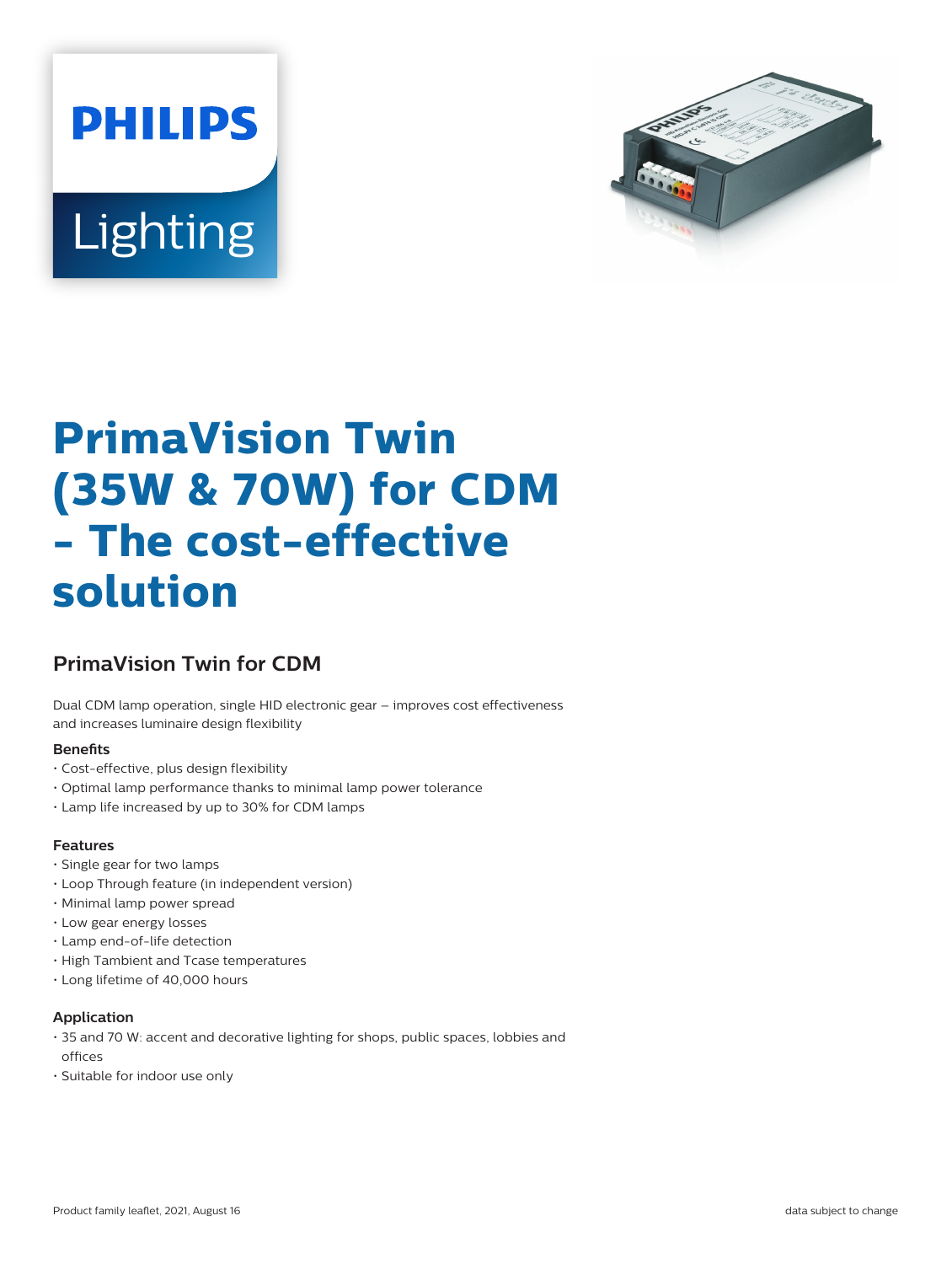# PrimaVision Twin (35W & 70W) for CDM - The cost-effective solution

## PrimaVision Twin for CDM

Dual CDM lamp operation, single HID electronic gear – improves cost effectiveness and increases luminaire design flexibility

### Benefits

- Cost-effective, plus design flexibility
- Optimal lamp performance thanks to minimal lamp power tolerance
- Lamp life increased by up to 30% for CDM lamps

### Features

- Single gear for two lamps
- Loop Through feature (in independent version)
- Minimal lamp power spread
- Low gear energy losses
- Lamp end-of-life detection
- High Tambient and Tcase temperatures
- Long lifetime of 40,000 hours

### Application

- 35 and 70 W: accent and decorative lighting for shops, public spaces, lobbies and offices
- Suitable for indoor use only

Product family leaflet, 2021, August 16

data subject to change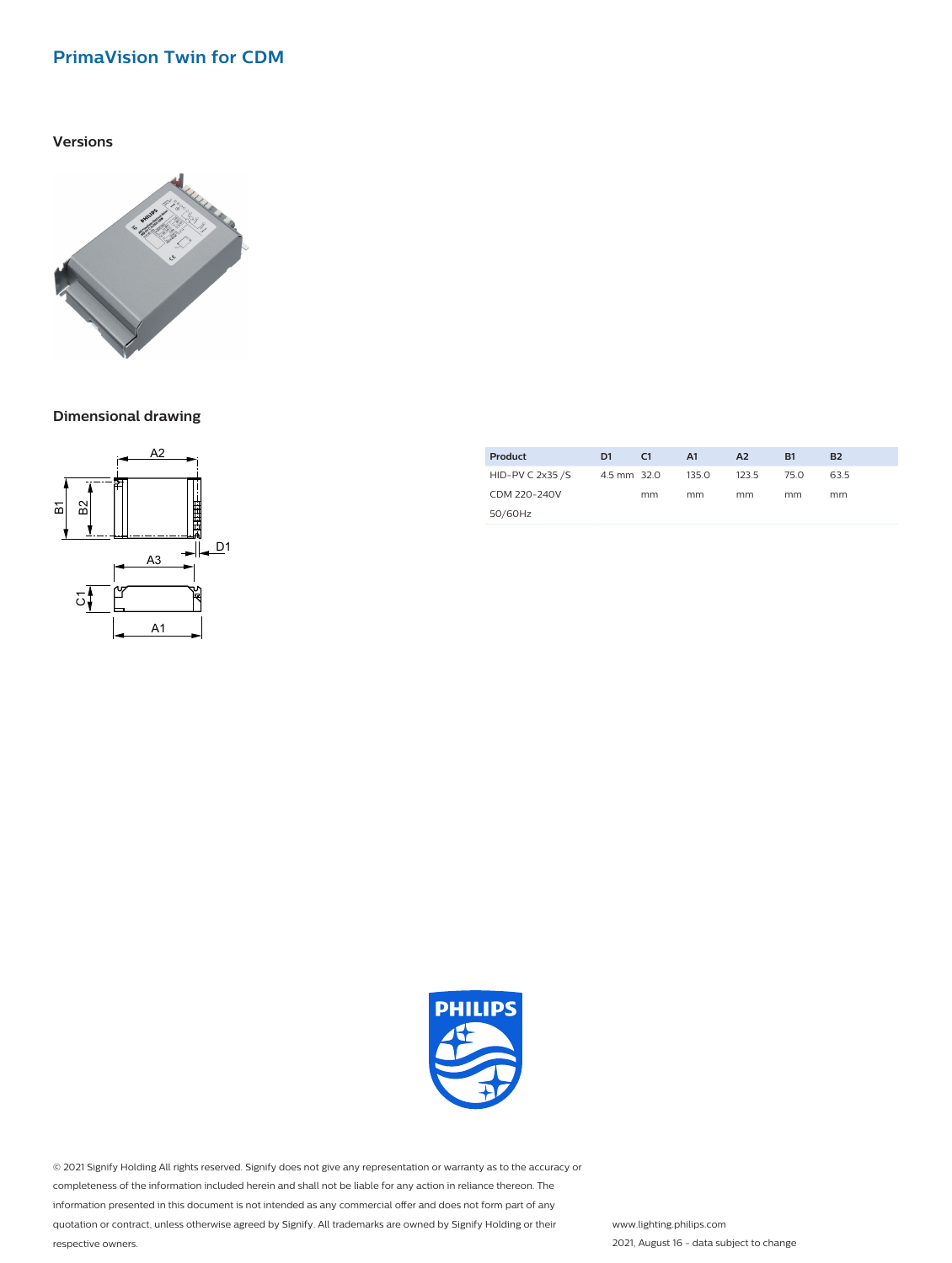## PrimaVision Twin for CDM

### Versions

### Dimensional drawing

A2

B1

B2

D1

A3

C1

A1

| Product | D1 | C1 | A1 | A2 | B1 | B2 |
|---|---|---|---|---|---|---|
| HID-PV C 2x35 /S CDM 220-240V 50/60Hz | 4.5 mm | 32.0 mm | 135.0 mm | 123.5 mm | 75.0 mm | 63.5 mm |

© 2021 Signify Holding All rights reserved. Signify does not give any representation or warranty as to the accuracy or completeness of the information included herein and shall not be liable for any action in reliance thereon. The information presented in this document is not intended as any commercial offer and does not form part of any quotation or contract, unless otherwise agreed by Signify. All trademarks are owned by Signify Holding or their respective owners.

www.lighting.philips.com

2021, August 16 - data subject to change